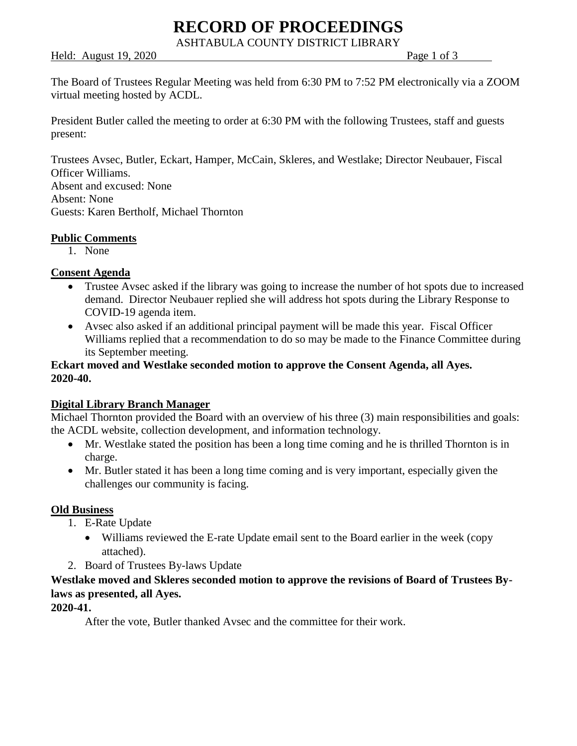# RECORD OF PROCEEDINGS

ASHTABULA COUNTY DISTRICT LIBRARY

Held: August 19, 2020

The Board of Trustees Regular Meeting was held from 6:30 PM to 7:52 PM electronically via a ZOOM virtual meeting hosted by ACDL.

President Butler called the meeting to order at 6:30 PM with the following Trustees, staff and guests present:

Trustees Avsec, Butler, Eckart, Hamper, McCain, Skleres, and Westlake; Director Neubauer, Fiscal Officer Williams.
Absent and excused: None
Absent: None
Guests: Karen Bertholf, Michael Thornton

**Public Comments**

1. None

**Consent Agenda**

- Trustee Avsec asked if the library was going to increase the number of hot spots due to increased demand. Director Neubauer replied she will address hot spots during the Library Response to COVID-19 agenda item.
- Avsec also asked if an additional principal payment will be made this year. Fiscal Officer Williams replied that a recommendation to do so may be made to the Finance Committee during its September meeting.

**Eckart moved and Westlake seconded motion to approve the Consent Agenda, all Ayes. 2020-40.**

**Digital Library Branch Manager**

Michael Thornton provided the Board with an overview of his three (3) main responsibilities and goals: the ACDL website, collection development, and information technology.

- Mr. Westlake stated the position has been a long time coming and he is thrilled Thornton is in charge.
- Mr. Butler stated it has been a long time coming and is very important, especially given the challenges our community is facing.

**Old Business**

1. E-Rate Update
   - Williams reviewed the E-rate Update email sent to the Board earlier in the week (copy attached).
2. Board of Trustees By-laws Update

**Westlake moved and Skleres seconded motion to approve the revisions of Board of Trustees By-laws as presented, all Ayes.**
**2020-41.**

After the vote, Butler thanked Avsec and the committee for their work.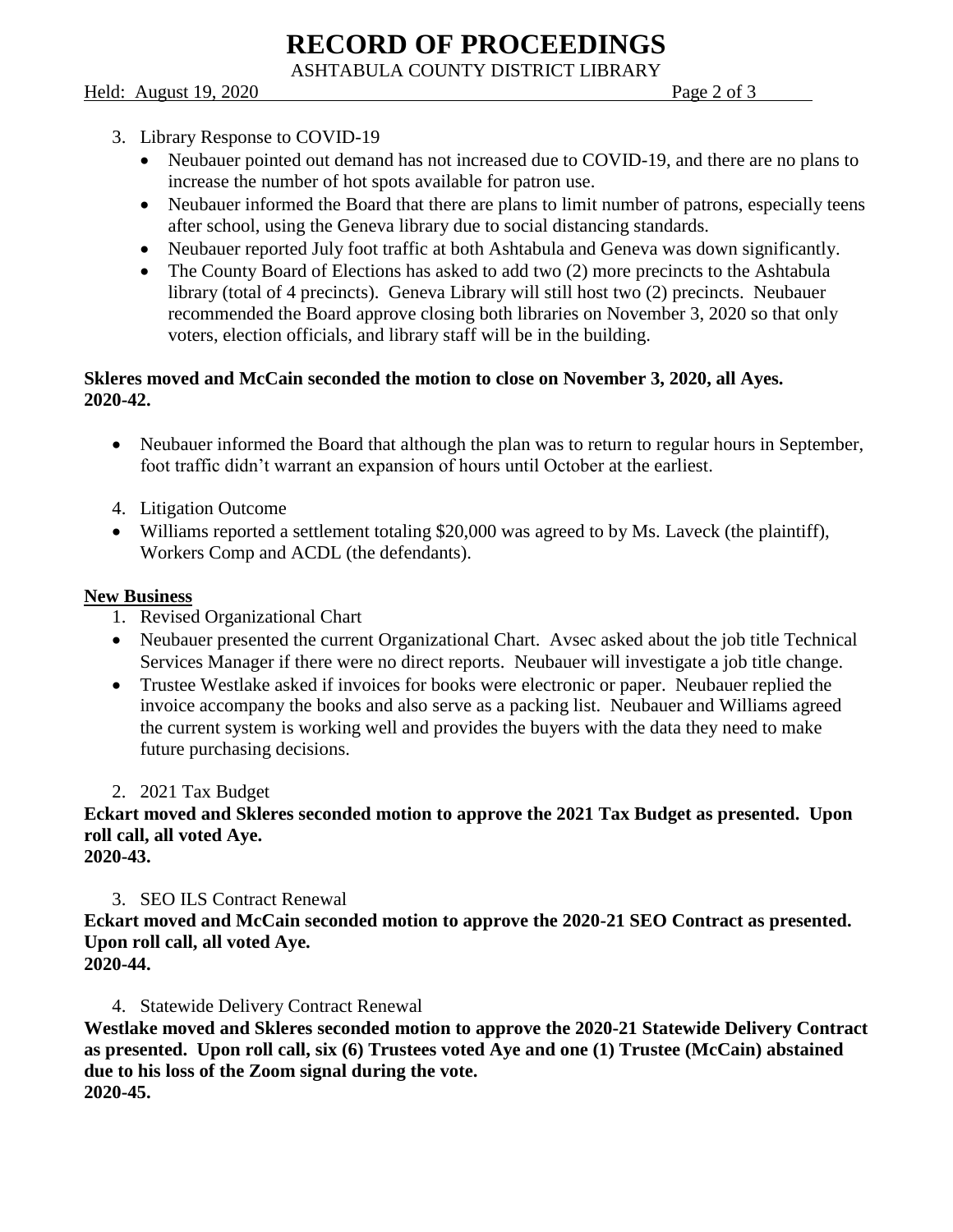3. Library Response to COVID-19
   - Neubauer pointed out demand has not increased due to COVID-19, and there are no plans to increase the number of hot spots available for patron use.
   - Neubauer informed the Board that there are plans to limit number of patrons, especially teens after school, using the Geneva library due to social distancing standards.
   - Neubauer reported July foot traffic at both Ashtabula and Geneva was down significantly.
   - The County Board of Elections has asked to add two (2) more precincts to the Ashtabula library (total of 4 precincts). Geneva Library will still host two (2) precincts. Neubauer recommended the Board approve closing both libraries on November 3, 2020 so that only voters, election officials, and library staff will be in the building.

**Skleres moved and McCain seconded the motion to close on November 3, 2020, all Ayes. 2020-42.**

- Neubauer informed the Board that although the plan was to return to regular hours in September, foot traffic didn't warrant an expansion of hours until October at the earliest.

4. Litigation Outcome
- Williams reported a settlement totaling $20,000 was agreed to by Ms. Laveck (the plaintiff), Workers Comp and ACDL (the defendants).

**New Business**

1. Revised Organizational Chart
- Neubauer presented the current Organizational Chart. Avsec asked about the job title Technical Services Manager if there were no direct reports. Neubauer will investigate a job title change.
- Trustee Westlake asked if invoices for books were electronic or paper. Neubauer replied the invoice accompany the books and also serve as a packing list. Neubauer and Williams agreed the current system is working well and provides the buyers with the data they need to make future purchasing decisions.

2. 2021 Tax Budget

**Eckart moved and Skleres seconded motion to approve the 2021 Tax Budget as presented. Upon roll call, all voted Aye.
2020-43.**

3. SEO ILS Contract Renewal

**Eckart moved and McCain seconded motion to approve the 2020-21 SEO Contract as presented. Upon roll call, all voted Aye.
2020-44.**

4. Statewide Delivery Contract Renewal

**Westlake moved and Skleres seconded motion to approve the 2020-21 Statewide Delivery Contract as presented. Upon roll call, six (6) Trustees voted Aye and one (1) Trustee (McCain) abstained due to his loss of the Zoom signal during the vote.
2020-45.**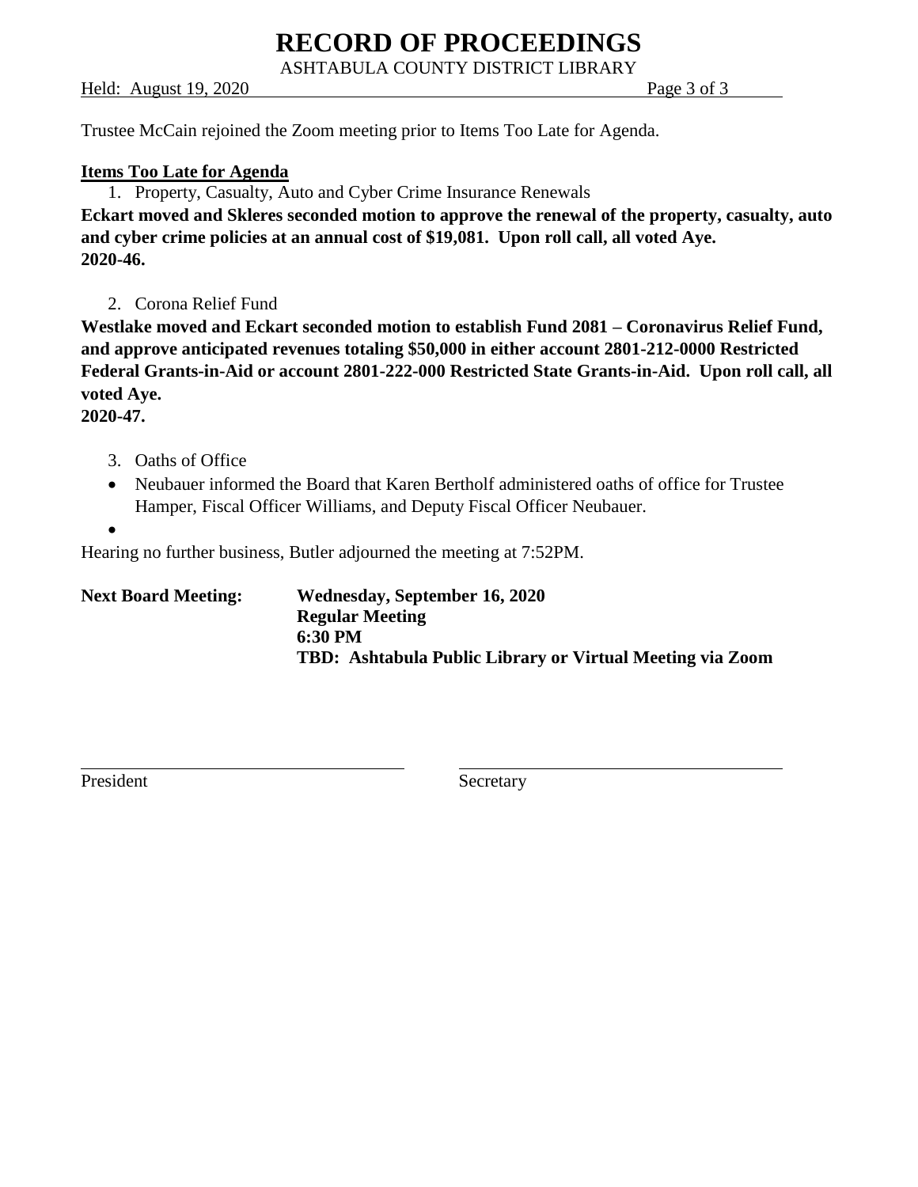Trustee McCain rejoined the Zoom meeting prior to Items Too Late for Agenda.

**Items Too Late for Agenda**

1. Property, Casualty, Auto and Cyber Crime Insurance Renewals

**Eckart moved and Skleres seconded motion to approve the renewal of the property, casualty, auto and cyber crime policies at an annual cost of $19,081. Upon roll call, all voted Aye.**
**2020-46.**

2. Corona Relief Fund

**Westlake moved and Eckart seconded motion to establish Fund 2081 – Coronavirus Relief Fund, and approve anticipated revenues totaling $50,000 in either account 2801-212-0000 Restricted Federal Grants-in-Aid or account 2801-222-000 Restricted State Grants-in-Aid. Upon roll call, all voted Aye.**
**2020-47.**

3. Oaths of Office

- Neubauer informed the Board that Karen Bertholf administered oaths of office for Trustee Hamper, Fiscal Officer Williams, and Deputy Fiscal Officer Neubauer.
-

Hearing no further business, Butler adjourned the meeting at 7:52PM.

**Next Board Meeting:** **Wednesday, September 16, 2020**
**Regular Meeting**
**6:30 PM**
**TBD: Ashtabula Public Library or Virtual Meeting via Zoom**

President

Secretary